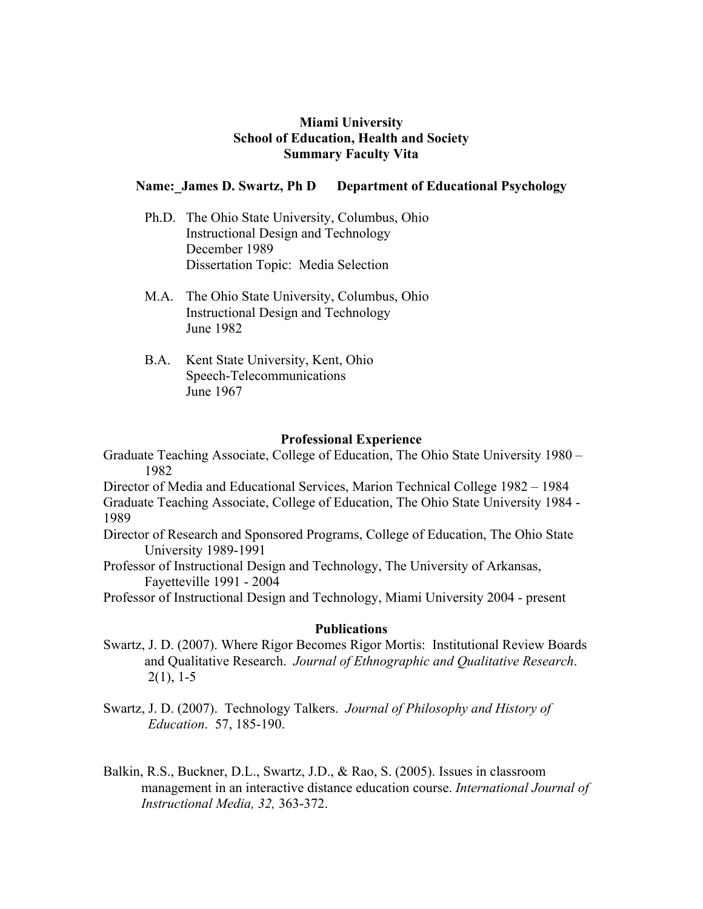**Miami University**
**School of Education, Health and Society**
**Summary Faculty Vita**

**Name:_James D. Swartz, Ph D Department of Educational Psychology**

Ph.D. The Ohio State University, Columbus, Ohio
Instructional Design and Technology
December 1989
Dissertation Topic: Media Selection

M.A. The Ohio State University, Columbus, Ohio
Instructional Design and Technology
June 1982

B.A. Kent State University, Kent, Ohio
Speech-Telecommunications
June 1967

## Professional Experience

Graduate Teaching Associate, College of Education, The Ohio State University 1980 – 1982
Director of Media and Educational Services, Marion Technical College 1982 – 1984
Graduate Teaching Associate, College of Education, The Ohio State University 1984 - 1989
Director of Research and Sponsored Programs, College of Education, The Ohio State University 1989-1991
Professor of Instructional Design and Technology, The University of Arkansas, Fayetteville 1991 - 2004
Professor of Instructional Design and Technology, Miami University 2004 - present

## Publications

Swartz, J. D. (2007). Where Rigor Becomes Rigor Mortis: Institutional Review Boards and Qualitative Research. *Journal of Ethnographic and Qualitative Research*. 2(1), 1-5

Swartz, J. D. (2007). Technology Talkers. *Journal of Philosophy and History of Education*. 57, 185-190.

Balkin, R.S., Buckner, D.L., Swartz, J.D., & Rao, S. (2005). Issues in classroom management in an interactive distance education course. *International Journal of Instructional Media, 32,* 363-372.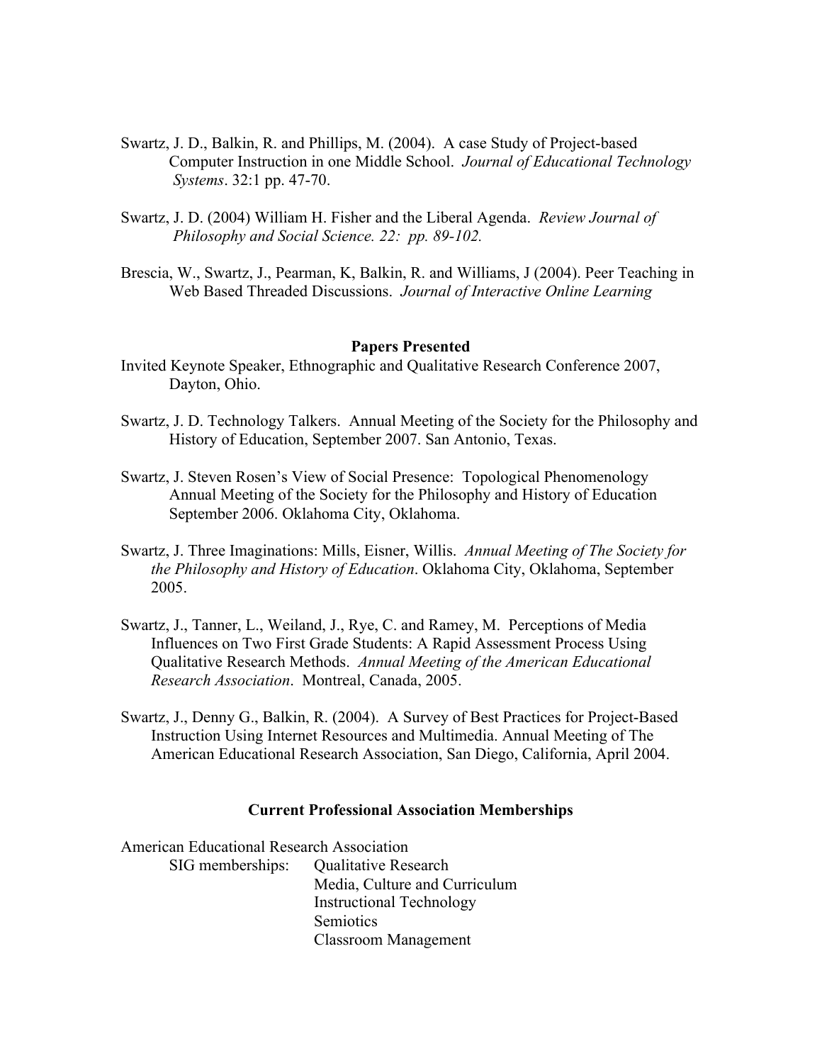Swartz, J. D., Balkin, R. and Phillips, M. (2004). A case Study of Project-based Computer Instruction in one Middle School. *Journal of Educational Technology Systems*. 32:1 pp. 47-70.

Swartz, J. D. (2004) William H. Fisher and the Liberal Agenda. *Review Journal of Philosophy and Social Science. 22: pp. 89-102.*

Brescia, W., Swartz, J., Pearman, K, Balkin, R. and Williams, J (2004). Peer Teaching in Web Based Threaded Discussions. *Journal of Interactive Online Learning*

## Papers Presented

Invited Keynote Speaker, Ethnographic and Qualitative Research Conference 2007, Dayton, Ohio.

Swartz, J. D. Technology Talkers. Annual Meeting of the Society for the Philosophy and History of Education, September 2007. San Antonio, Texas.

Swartz, J. Steven Rosen's View of Social Presence: Topological Phenomenology Annual Meeting of the Society for the Philosophy and History of Education September 2006. Oklahoma City, Oklahoma.

Swartz, J. Three Imaginations: Mills, Eisner, Willis. *Annual Meeting of The Society for the Philosophy and History of Education*. Oklahoma City, Oklahoma, September 2005.

Swartz, J., Tanner, L., Weiland, J., Rye, C. and Ramey, M. Perceptions of Media Influences on Two First Grade Students: A Rapid Assessment Process Using Qualitative Research Methods. *Annual Meeting of the American Educational Research Association*. Montreal, Canada, 2005.

Swartz, J., Denny G., Balkin, R. (2004). A Survey of Best Practices for Project-Based Instruction Using Internet Resources and Multimedia. Annual Meeting of The American Educational Research Association, San Diego, California, April 2004.

## Current Professional Association Memberships

American Educational Research Association

SIG memberships:
- Qualitative Research
- Media, Culture and Curriculum
- Instructional Technology
- Semiotics
- Classroom Management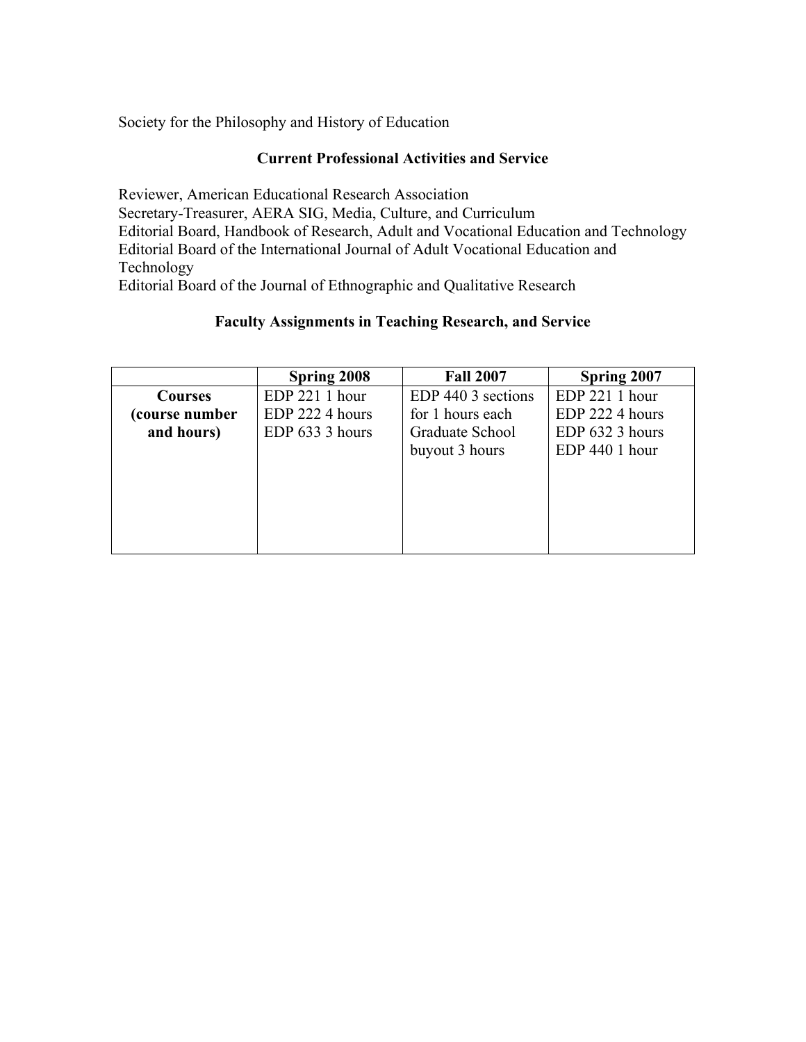Society for the Philosophy and History of Education

## Current Professional Activities and Service

Reviewer, American Educational Research Association
Secretary-Treasurer, AERA SIG, Media, Culture, and Curriculum
Editorial Board, Handbook of Research, Adult and Vocational Education and Technology
Editorial Board of the International Journal of Adult Vocational Education and Technology
Editorial Board of the Journal of Ethnographic and Qualitative Research

## Faculty Assignments in Teaching Research, and Service

| | Spring 2008 | Fall 2007 | Spring 2007 |
|---|---|---|---|
| **Courses (course number and hours)** | EDP 221 1 hour<br>EDP 222 4 hours<br>EDP 633 3 hours | EDP 440 3 sections for 1 hours each<br>Graduate School buyout 3 hours | EDP 221 1 hour<br>EDP 222 4 hours<br>EDP 632 3 hours<br>EDP 440 1 hour |